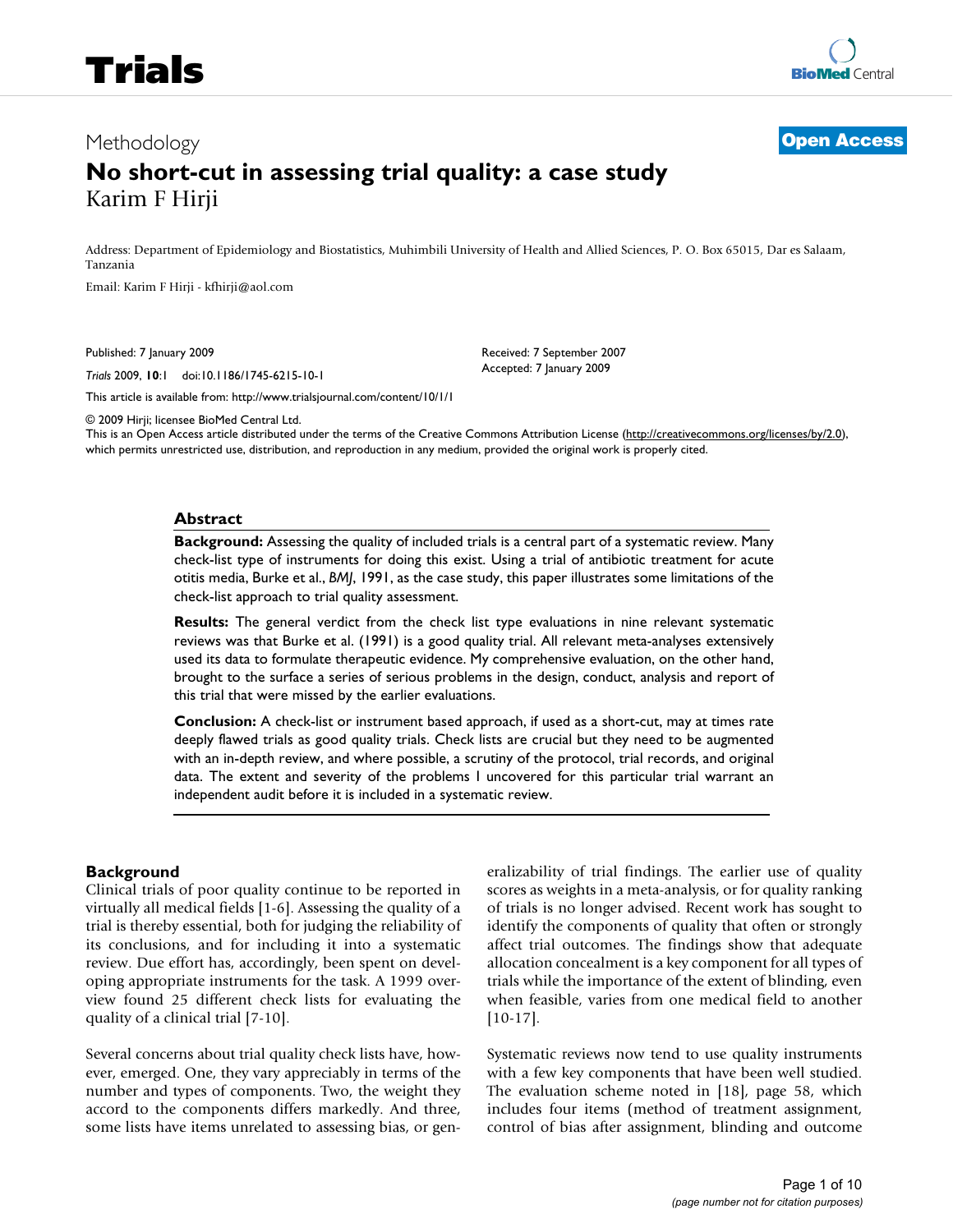Methodology

**Open Access**

# No short-cut in assessing trial quality: a case study

Karim F Hirji

Address: Department of Epidemiology and Biostatistics, Muhimbili University of Health and Allied Sciences, P. O. Box 65015, Dar es Salaam, Tanzania

Email: Karim F Hirji - kfhirji@aol.com

Published: 7 January 2009

*Trials* 2009, **10**:1 doi:10.1186/1745-6215-10-1

Received: 7 September 2007
Accepted: 7 January 2009

This article is available from: http://www.trialsjournal.com/content/10/1/1

© 2009 Hirji; licensee BioMed Central Ltd.
This is an Open Access article distributed under the terms of the Creative Commons Attribution License (http://creativecommons.org/licenses/by/2.0), which permits unrestricted use, distribution, and reproduction in any medium, provided the original work is properly cited.

## Abstract

**Background:** Assessing the quality of included trials is a central part of a systematic review. Many check-list type of instruments for doing this exist. Using a trial of antibiotic treatment for acute otitis media, Burke et al., *BMJ*, 1991, as the case study, this paper illustrates some limitations of the check-list approach to trial quality assessment.

**Results:** The general verdict from the check list type evaluations in nine relevant systematic reviews was that Burke et al. (1991) is a good quality trial. All relevant meta-analyses extensively used its data to formulate therapeutic evidence. My comprehensive evaluation, on the other hand, brought to the surface a series of serious problems in the design, conduct, analysis and report of this trial that were missed by the earlier evaluations.

**Conclusion:** A check-list or instrument based approach, if used as a short-cut, may at times rate deeply flawed trials as good quality trials. Check lists are crucial but they need to be augmented with an in-depth review, and where possible, a scrutiny of the protocol, trial records, and original data. The extent and severity of the problems I uncovered for this particular trial warrant an independent audit before it is included in a systematic review.

## Background

Clinical trials of poor quality continue to be reported in virtually all medical fields [1-6]. Assessing the quality of a trial is thereby essential, both for judging the reliability of its conclusions, and for including it into a systematic review. Due effort has, accordingly, been spent on developing appropriate instruments for the task. A 1999 overview found 25 different check lists for evaluating the quality of a clinical trial [7-10].

Several concerns about trial quality check lists have, however, emerged. One, they vary appreciably in terms of the number and types of components. Two, the weight they accord to the components differs markedly. And three, some lists have items unrelated to assessing bias, or generalizability of trial findings. The earlier use of quality scores as weights in a meta-analysis, or for quality ranking of trials is no longer advised. Recent work has sought to identify the components of quality that often or strongly affect trial outcomes. The findings show that adequate allocation concealment is a key component for all types of trials while the importance of the extent of blinding, even when feasible, varies from one medical field to another [10-17].

Systematic reviews now tend to use quality instruments with a few key components that have been well studied. The evaluation scheme noted in [18], page 58, which includes four items (method of treatment assignment, control of bias after assignment, blinding and outcome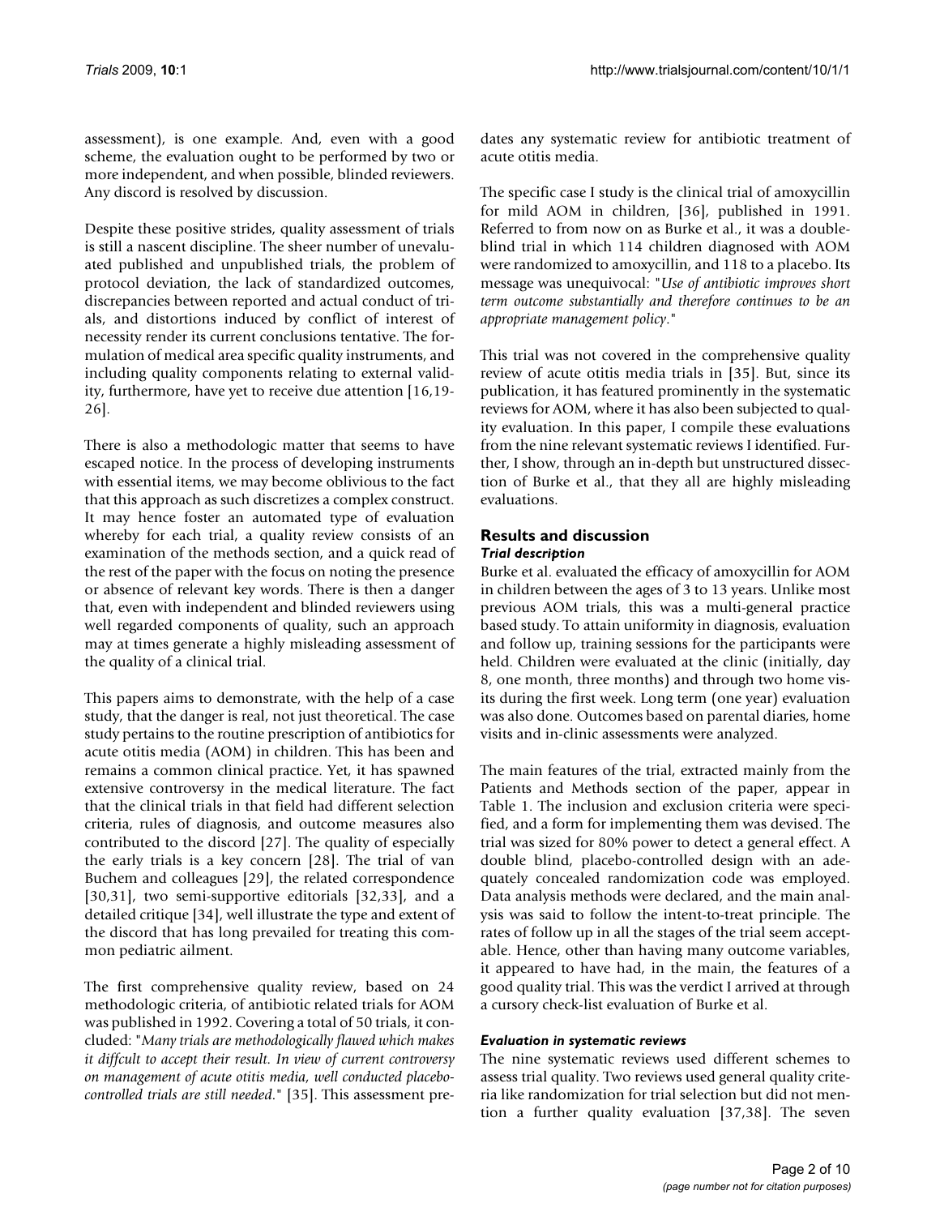assessment), is one example. And, even with a good scheme, the evaluation ought to be performed by two or more independent, and when possible, blinded reviewers. Any discord is resolved by discussion.

Despite these positive strides, quality assessment of trials is still a nascent discipline. The sheer number of unevaluated published and unpublished trials, the problem of protocol deviation, the lack of standardized outcomes, discrepancies between reported and actual conduct of trials, and distortions induced by conflict of interest of necessity render its current conclusions tentative. The formulation of medical area specific quality instruments, and including quality components relating to external validity, furthermore, have yet to receive due attention [16,19-26].

There is also a methodologic matter that seems to have escaped notice. In the process of developing instruments with essential items, we may become oblivious to the fact that this approach as such discretizes a complex construct. It may hence foster an automated type of evaluation whereby for each trial, a quality review consists of an examination of the methods section, and a quick read of the rest of the paper with the focus on noting the presence or absence of relevant key words. There is then a danger that, even with independent and blinded reviewers using well regarded components of quality, such an approach may at times generate a highly misleading assessment of the quality of a clinical trial.

This papers aims to demonstrate, with the help of a case study, that the danger is real, not just theoretical. The case study pertains to the routine prescription of antibiotics for acute otitis media (AOM) in children. This has been and remains a common clinical practice. Yet, it has spawned extensive controversy in the medical literature. The fact that the clinical trials in that field had different selection criteria, rules of diagnosis, and outcome measures also contributed to the discord [27]. The quality of especially the early trials is a key concern [28]. The trial of van Buchem and colleagues [29], the related correspondence [30,31], two semi-supportive editorials [32,33], and a detailed critique [34], well illustrate the type and extent of the discord that has long prevailed for treating this common pediatric ailment.

The first comprehensive quality review, based on 24 methodologic criteria, of antibiotic related trials for AOM was published in 1992. Covering a total of 50 trials, it concluded: "*Many trials are methodologically flawed which makes it diffcult to accept their result. In view of current controversy on management of acute otitis media, well conducted placebo-controlled trials are still needed.*" [35]. This assessment predates any systematic review for antibiotic treatment of acute otitis media.

The specific case I study is the clinical trial of amoxycillin for mild AOM in children, [36], published in 1991. Referred to from now on as Burke et al., it was a double-blind trial in which 114 children diagnosed with AOM were randomized to amoxycillin, and 118 to a placebo. Its message was unequivocal: "*Use of antibiotic improves short term outcome substantially and therefore continues to be an appropriate management policy.*"

This trial was not covered in the comprehensive quality review of acute otitis media trials in [35]. But, since its publication, it has featured prominently in the systematic reviews for AOM, where it has also been subjected to quality evaluation. In this paper, I compile these evaluations from the nine relevant systematic reviews I identified. Further, I show, through an in-depth but unstructured dissection of Burke et al., that they all are highly misleading evaluations.

## Results and discussion

### *Trial description*

Burke et al. evaluated the efficacy of amoxycillin for AOM in children between the ages of 3 to 13 years. Unlike most previous AOM trials, this was a multi-general practice based study. To attain uniformity in diagnosis, evaluation and follow up, training sessions for the participants were held. Children were evaluated at the clinic (initially, day 8, one month, three months) and through two home visits during the first week. Long term (one year) evaluation was also done. Outcomes based on parental diaries, home visits and in-clinic assessments were analyzed.

The main features of the trial, extracted mainly from the Patients and Methods section of the paper, appear in Table 1. The inclusion and exclusion criteria were specified, and a form for implementing them was devised. The trial was sized for 80% power to detect a general effect. A double blind, placebo-controlled design with an adequately concealed randomization code was employed. Data analysis methods were declared, and the main analysis was said to follow the intent-to-treat principle. The rates of follow up in all the stages of the trial seem acceptable. Hence, other than having many outcome variables, it appeared to have had, in the main, the features of a good quality trial. This was the verdict I arrived at through a cursory check-list evaluation of Burke et al.

### *Evaluation in systematic reviews*

The nine systematic reviews used different schemes to assess trial quality. Two reviews used general quality criteria like randomization for trial selection but did not mention a further quality evaluation [37,38]. The seven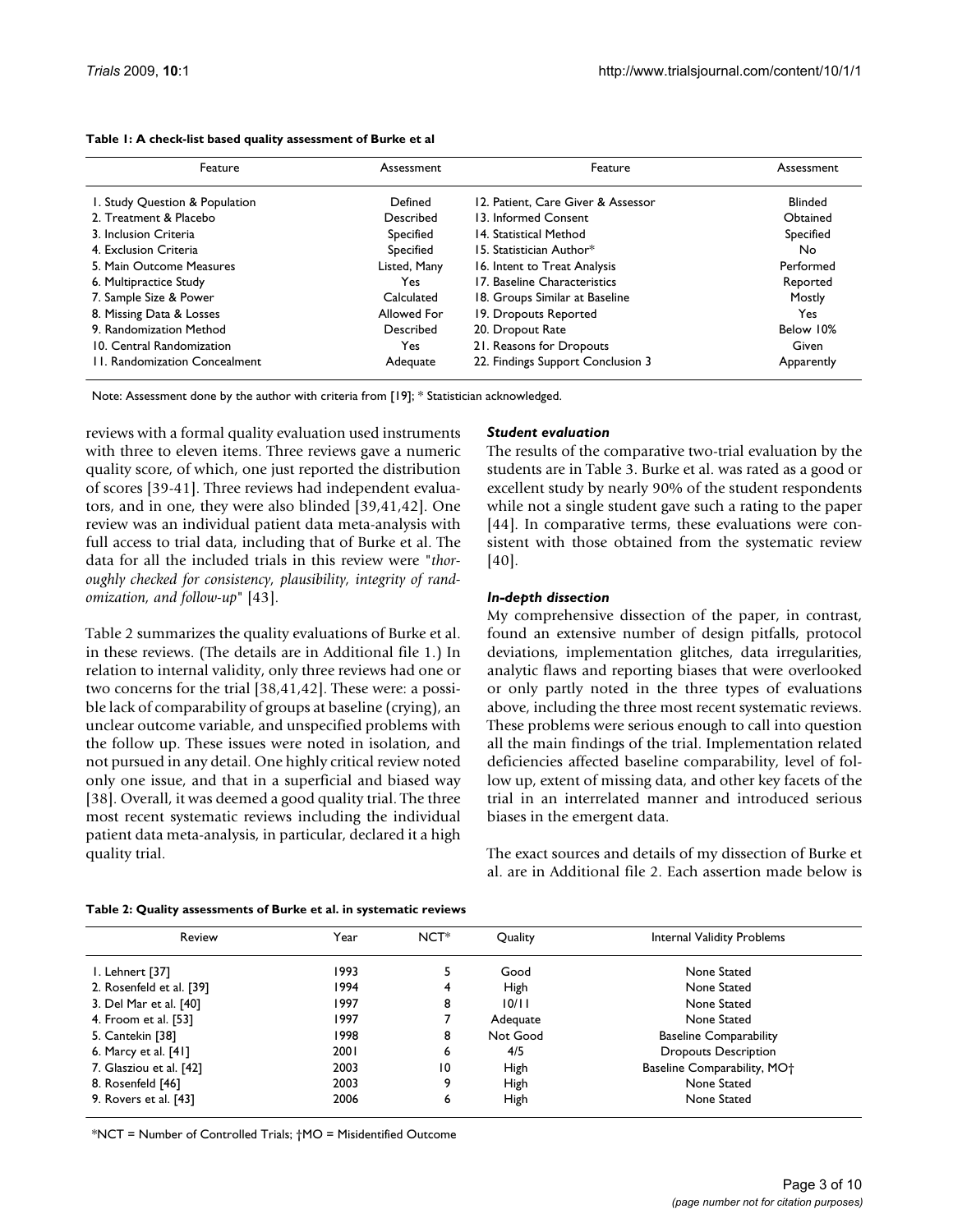**Table 1: A check-list based quality assessment of Burke et al**

| Feature | Assessment | Feature | Assessment |
| --- | --- | --- | --- |
| 1. Study Question & Population | Defined | 12. Patient, Care Giver & Assessor | Blinded |
| 2. Treatment & Placebo | Described | 13. Informed Consent | Obtained |
| 3. Inclusion Criteria | Specified | 14. Statistical Method | Specified |
| 4. Exclusion Criteria | Specified | 15. Statistician Author* | No |
| 5. Main Outcome Measures | Listed, Many | 16. Intent to Treat Analysis | Performed |
| 6. Multipractice Study | Yes | 17. Baseline Characteristics | Reported |
| 7. Sample Size & Power | Calculated | 18. Groups Similar at Baseline | Mostly |
| 8. Missing Data & Losses | Allowed For | 19. Dropouts Reported | Yes |
| 9. Randomization Method | Described | 20. Dropout Rate | Below 10% |
| 10. Central Randomization | Yes | 21. Reasons for Dropouts | Given |
| 11. Randomization Concealment | Adequate | 22. Findings Support Conclusion 3 | Apparently |

Note: Assessment done by the author with criteria from [19]; * Statistician acknowledged.

reviews with a formal quality evaluation used instruments with three to eleven items. Three reviews gave a numeric quality score, of which, one just reported the distribution of scores [39-41]. Three reviews had independent evaluators, and in one, they were also blinded [39,41,42]. One review was an individual patient data meta-analysis with full access to trial data, including that of Burke et al. The data for all the included trials in this review were "*thoroughly checked for consistency, plausibility, integrity of randomization, and follow-up*" [43].

Table 2 summarizes the quality evaluations of Burke et al. in these reviews. (The details are in Additional file 1.) In relation to internal validity, only three reviews had one or two concerns for the trial [38,41,42]. These were: a possible lack of comparability of groups at baseline (crying), an unclear outcome variable, and unspecified problems with the follow up. These issues were noted in isolation, and not pursued in any detail. One highly critical review noted only one issue, and that in a superficial and biased way [38]. Overall, it was deemed a good quality trial. The three most recent systematic reviews including the individual patient data meta-analysis, in particular, declared it a high quality trial.

### *Student evaluation*

The results of the comparative two-trial evaluation by the students are in Table 3. Burke et al. was rated as a good or excellent study by nearly 90% of the student respondents while not a single student gave such a rating to the paper [44]. In comparative terms, these evaluations were consistent with those obtained from the systematic review [40].

### *In-depth dissection*

My comprehensive dissection of the paper, in contrast, found an extensive number of design pitfalls, protocol deviations, implementation glitches, data irregularities, analytic flaws and reporting biases that were overlooked or only partly noted in the three types of evaluations above, including the three most recent systematic reviews. These problems were serious enough to call into question all the main findings of the trial. Implementation related deficiencies affected baseline comparability, level of follow up, extent of missing data, and other key facets of the trial in an interrelated manner and introduced serious biases in the emergent data.

The exact sources and details of my dissection of Burke et al. are in Additional file 2. Each assertion made below is

**Table 2: Quality assessments of Burke et al. in systematic reviews**

| Review | Year | NCT* | Quality | Internal Validity Problems |
| --- | --- | --- | --- | --- |
| 1. Lehnert [37] | 1993 | 5 | Good | None Stated |
| 2. Rosenfeld et al. [39] | 1994 | 4 | High | None Stated |
| 3. Del Mar et al. [40] | 1997 | 8 | 10/11 | None Stated |
| 4. Froom et al. [53] | 1997 | 7 | Adequate | None Stated |
| 5. Cantekin [38] | 1998 | 8 | Not Good | Baseline Comparability |
| 6. Marcy et al. [41] | 2001 | 6 | 4/5 | Dropouts Description |
| 7. Glasziou et al. [42] | 2003 | 10 | High | Baseline Comparability, MO† |
| 8. Rosenfeld [46] | 2003 | 9 | High | None Stated |
| 9. Rovers et al. [43] | 2006 | 6 | High | None Stated |

*NCT = Number of Controlled Trials; †MO = Misidentified Outcome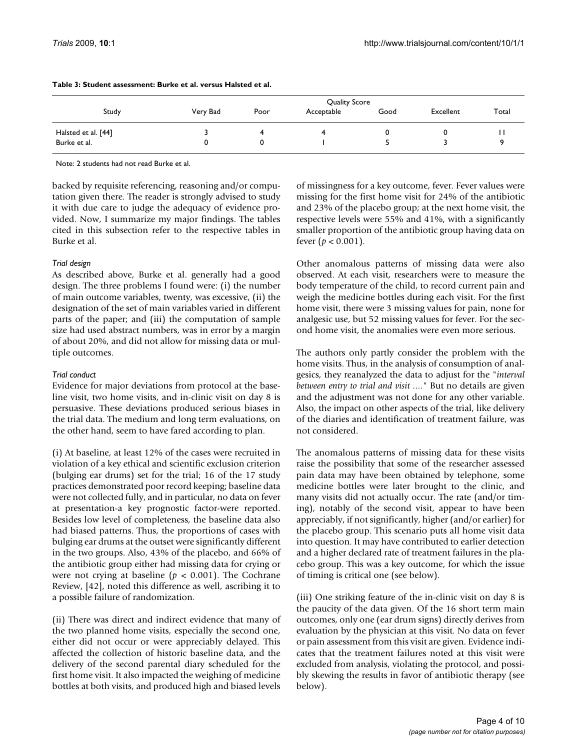**Table 3: Student assessment: Burke et al. versus Halsted et al.**

| Study | Quality Score | | | | | |
|---|---|---|---|---|---|---|
| | Very Bad | Poor | Acceptable | Good | Excellent | Total |
| Halsted et al. [44] | 3 | 4 | 4 | 0 | 0 | 11 |
| Burke et al. | 0 | 0 | 1 | 5 | 3 | 9 |

Note: 2 students had not read Burke et al.

backed by requisite referencing, reasoning and/or computation given there. The reader is strongly advised to study it with due care to judge the adequacy of evidence provided. Now, I summarize my major findings. The tables cited in this subsection refer to the respective tables in Burke et al.

*Trial design*

As described above, Burke et al. generally had a good design. The three problems I found were: (i) the number of main outcome variables, twenty, was excessive, (ii) the designation of the set of main variables varied in different parts of the paper; and (iii) the computation of sample size had used abstract numbers, was in error by a margin of about 20%, and did not allow for missing data or multiple outcomes.

*Trial conduct*

Evidence for major deviations from protocol at the baseline visit, two home visits, and in-clinic visit on day 8 is persuasive. These deviations produced serious biases in the trial data. The medium and long term evaluations, on the other hand, seem to have fared according to plan.

(i) At baseline, at least 12% of the cases were recruited in violation of a key ethical and scientific exclusion criterion (bulging ear drums) set for the trial; 16 of the 17 study practices demonstrated poor record keeping; baseline data were not collected fully, and in particular, no data on fever at presentation-a key prognostic factor-were reported. Besides low level of completeness, the baseline data also had biased patterns. Thus, the proportions of cases with bulging ear drums at the outset were significantly different in the two groups. Also, 43% of the placebo, and 66% of the antibiotic group either had missing data for crying or were not crying at baseline ($p < 0.001$). The Cochrane Review, [42], noted this difference as well, ascribing it to a possible failure of randomization.

(ii) There was direct and indirect evidence that many of the two planned home visits, especially the second one, either did not occur or were appreciably delayed. This affected the collection of historic baseline data, and the delivery of the second parental diary scheduled for the first home visit. It also impacted the weighing of medicine bottles at both visits, and produced high and biased levels of missingness for a key outcome, fever. Fever values were missing for the first home visit for 24% of the antibiotic and 23% of the placebo group; at the next home visit, the respective levels were 55% and 41%, with a significantly smaller proportion of the antibiotic group having data on fever ($p < 0.001$).

Other anomalous patterns of missing data were also observed. At each visit, researchers were to measure the body temperature of the child, to record current pain and weigh the medicine bottles during each visit. For the first home visit, there were 3 missing values for pain, none for analgesic use, but 52 missing values for fever. For the second home visit, the anomalies were even more serious.

The authors only partly consider the problem with the home visits. Thus, in the analysis of consumption of analgesics, they reanalyzed the data to adjust for the "*interval between entry to trial and visit ....*" But no details are given and the adjustment was not done for any other variable. Also, the impact on other aspects of the trial, like delivery of the diaries and identification of treatment failure, was not considered.

The anomalous patterns of missing data for these visits raise the possibility that some of the researcher assessed pain data may have been obtained by telephone, some medicine bottles were later brought to the clinic, and many visits did not actually occur. The rate (and/or timing), notably of the second visit, appear to have been appreciably, if not significantly, higher (and/or earlier) for the placebo group. This scenario puts all home visit data into question. It may have contributed to earlier detection and a higher declared rate of treatment failures in the placebo group. This was a key outcome, for which the issue of timing is critical one (see below).

(iii) One striking feature of the in-clinic visit on day 8 is the paucity of the data given. Of the 16 short term main outcomes, only one (ear drum signs) directly derives from evaluation by the physician at this visit. No data on fever or pain assessment from this visit are given. Evidence indicates that the treatment failures noted at this visit were excluded from analysis, violating the protocol, and possibly skewing the results in favor of antibiotic therapy (see below).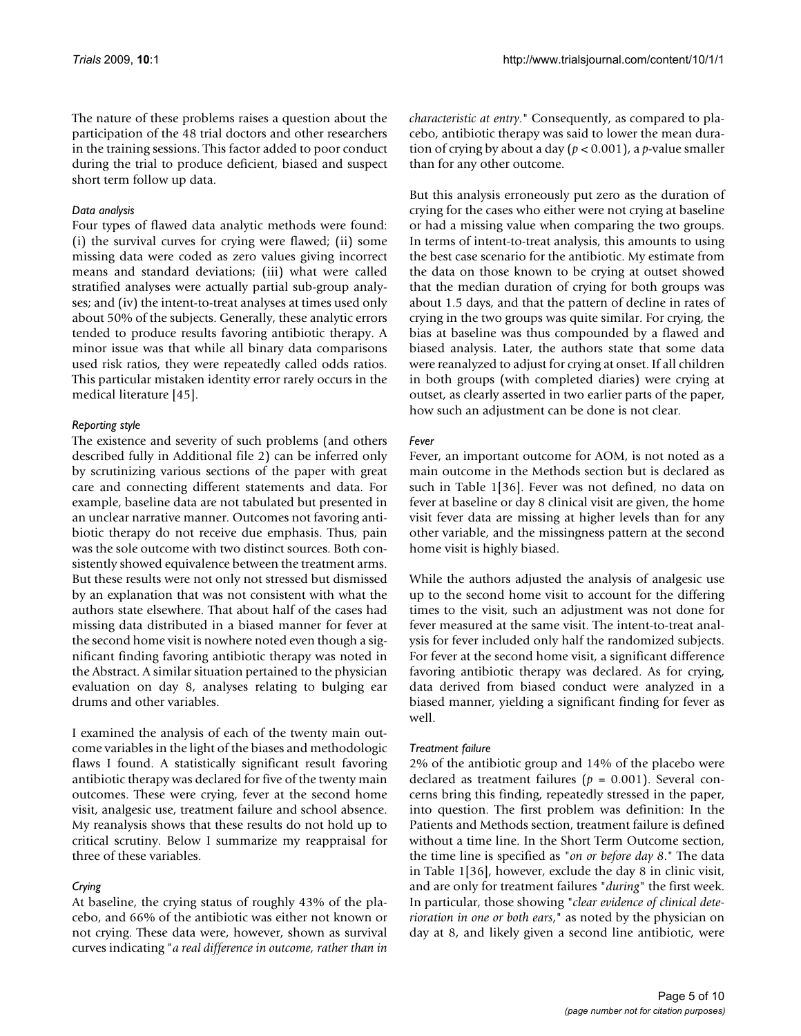The nature of these problems raises a question about the participation of the 48 trial doctors and other researchers in the training sessions. This factor added to poor conduct during the trial to produce deficient, biased and suspect short term follow up data.

### *Data analysis*

Four types of flawed data analytic methods were found: (i) the survival curves for crying were flawed; (ii) some missing data were coded as zero values giving incorrect means and standard deviations; (iii) what were called stratified analyses were actually partial sub-group analyses; and (iv) the intent-to-treat analyses at times used only about 50% of the subjects. Generally, these analytic errors tended to produce results favoring antibiotic therapy. A minor issue was that while all binary data comparisons used risk ratios, they were repeatedly called odds ratios. This particular mistaken identity error rarely occurs in the medical literature [45].

### *Reporting style*

The existence and severity of such problems (and others described fully in Additional file 2) can be inferred only by scrutinizing various sections of the paper with great care and connecting different statements and data. For example, baseline data are not tabulated but presented in an unclear narrative manner. Outcomes not favoring antibiotic therapy do not receive due emphasis. Thus, pain was the sole outcome with two distinct sources. Both consistently showed equivalence between the treatment arms. But these results were not only not stressed but dismissed by an explanation that was not consistent with what the authors state elsewhere. That about half of the cases had missing data distributed in a biased manner for fever at the second home visit is nowhere noted even though a significant finding favoring antibiotic therapy was noted in the Abstract. A similar situation pertained to the physician evaluation on day 8, analyses relating to bulging ear drums and other variables.

I examined the analysis of each of the twenty main outcome variables in the light of the biases and methodologic flaws I found. A statistically significant result favoring antibiotic therapy was declared for five of the twenty main outcomes. These were crying, fever at the second home visit, analgesic use, treatment failure and school absence. My reanalysis shows that these results do not hold up to critical scrutiny. Below I summarize my reappraisal for three of these variables.

### *Crying*

At baseline, the crying status of roughly 43% of the placebo, and 66% of the antibiotic was either not known or not crying. These data were, however, shown as survival curves indicating "*a real difference in outcome, rather than in characteristic at entry*." Consequently, as compared to placebo, antibiotic therapy was said to lower the mean duration of crying by about a day ($p < 0.001$), a $p$-value smaller than for any other outcome.

But this analysis erroneously put zero as the duration of crying for the cases who either were not crying at baseline or had a missing value when comparing the two groups. In terms of intent-to-treat analysis, this amounts to using the best case scenario for the antibiotic. My estimate from the data on those known to be crying at outset showed that the median duration of crying for both groups was about 1.5 days, and that the pattern of decline in rates of crying in the two groups was quite similar. For crying, the bias at baseline was thus compounded by a flawed and biased analysis. Later, the authors state that some data were reanalyzed to adjust for crying at onset. If all children in both groups (with completed diaries) were crying at outset, as clearly asserted in two earlier parts of the paper, how such an adjustment can be done is not clear.

### *Fever*

Fever, an important outcome for AOM, is not noted as a main outcome in the Methods section but is declared as such in Table 1[36]. Fever was not defined, no data on fever at baseline or day 8 clinical visit are given, the home visit fever data are missing at higher levels than for any other variable, and the missingness pattern at the second home visit is highly biased.

While the authors adjusted the analysis of analgesic use up to the second home visit to account for the differing times to the visit, such an adjustment was not done for fever measured at the same visit. The intent-to-treat analysis for fever included only half the randomized subjects. For fever at the second home visit, a significant difference favoring antibiotic therapy was declared. As for crying, data derived from biased conduct were analyzed in a biased manner, yielding a significant finding for fever as well.

### *Treatment failure*

2% of the antibiotic group and 14% of the placebo were declared as treatment failures ($p = 0.001$). Several concerns bring this finding, repeatedly stressed in the paper, into question. The first problem was definition: In the Patients and Methods section, treatment failure is defined without a time line. In the Short Term Outcome section, the time line is specified as "*on or before day 8*." The data in Table 1[36], however, exclude the day 8 in clinic visit, and are only for treatment failures "*during*" the first week. In particular, those showing "*clear evidence of clinical deterioration in one or both ears*," as noted by the physician on day at 8, and likely given a second line antibiotic, were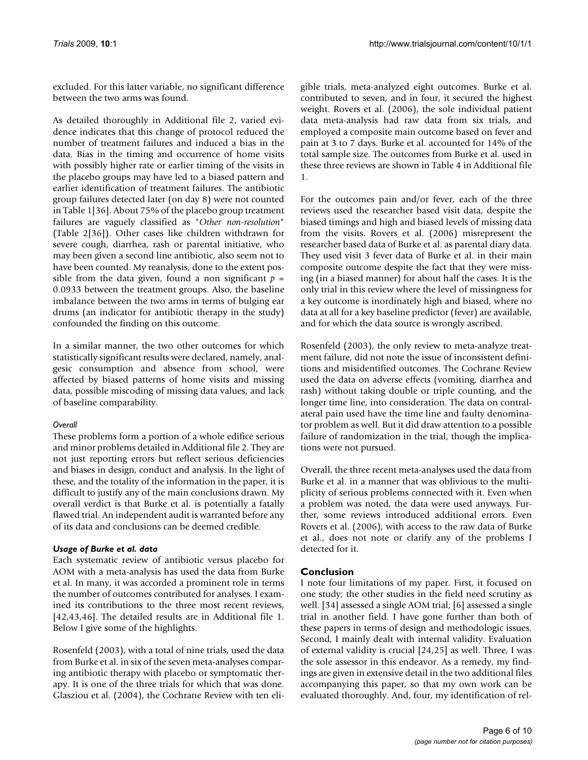excluded. For this latter variable, no significant difference between the two arms was found.

As detailed thoroughly in Additional file 2, varied evidence indicates that this change of protocol reduced the number of treatment failures and induced a bias in the data. Bias in the timing and occurrence of home visits with possibly higher rate or earlier timing of the visits in the placebo groups may have led to a biased pattern and earlier identification of treatment failures. The antibiotic group failures detected later (on day 8) were not counted in Table 1[36]. About 75% of the placebo group treatment failures are vaguely classified as "*Other non-resolution*" (Table 2[36]). Other cases like children withdrawn for severe cough, diarrhea, rash or parental initiative, who may been given a second line antibiotic, also seem not to have been counted. My reanalysis, done to the extent possible from the data given, found a non significant $p = 0.0933$ between the treatment groups. Also, the baseline imbalance between the two arms in terms of bulging ear drums (an indicator for antibiotic therapy in the study) confounded the finding on this outcome.

In a similar manner, the two other outcomes for which statistically significant results were declared, namely, analgesic consumption and absence from school, were affected by biased patterns of home visits and missing data, possible miscoding of missing data values, and lack of baseline comparability.

#### *Overall*

These problems form a portion of a whole edifice serious and minor problems detailed in Additional file 2. They are not just reporting errors but reflect serious deficiencies and biases in design, conduct and analysis. In the light of these, and the totality of the information in the paper, it is difficult to justify any of the main conclusions drawn. My overall verdict is that Burke et al. is potentially a fatally flawed trial. An independent audit is warranted before any of its data and conclusions can be deemed credible.

### *Usage of Burke et al. data*

Each systematic review of antibiotic versus placebo for AOM with a meta-analysis has used the data from Burke et al. In many, it was accorded a prominent role in terms the number of outcomes contributed for analyses. I examined its contributions to the three most recent reviews, [42,43,46]. The detailed results are in Additional file 1. Below I give some of the highlights.

Rosenfeld (2003), with a total of nine trials, used the data from Burke et al. in six of the seven meta-analyses comparing antibiotic therapy with placebo or symptomatic therapy. It is one of the three trials for which that was done. Glasziou et al. (2004), the Cochrane Review with ten eligible trials, meta-analyzed eight outcomes. Burke et al. contributed to seven, and in four, it secured the highest weight. Rovers et al. (2006), the sole individual patient data meta-analysis had raw data from six trials, and employed a composite main outcome based on fever and pain at 3 to 7 days. Burke et al. accounted for 14% of the total sample size. The outcomes from Burke et al. used in these three reviews are shown in Table 4 in Additional file 1.

For the outcomes pain and/or fever, each of the three reviews used the researcher based visit data, despite the biased timings and high and biased levels of missing data from the visits. Rovers et al. (2006) misrepresent the researcher based data of Burke et al. as parental diary data. They used visit 3 fever data of Burke et al. in their main composite outcome despite the fact that they were missing (in a biased manner) for about half the cases. It is the only trial in this review where the level of missingness for a key outcome is inordinately high and biased, where no data at all for a key baseline predictor (fever) are available, and for which the data source is wrongly ascribed.

Rosenfeld (2003), the only review to meta-analyze treatment failure, did not note the issue of inconsistent definitions and misidentified outcomes. The Cochrane Review used the data on adverse effects (vomiting, diarrhea and rash) without taking double or triple counting, and the longer time line, into consideration. The data on contralateral pain used have the time line and faulty denominator problem as well. But it did draw attention to a possible failure of randomization in the trial, though the implications were not pursued.

Overall, the three recent meta-analyses used the data from Burke et al. in a manner that was oblivious to the multiplicity of serious problems connected with it. Even when a problem was noted, the data were used anyways. Further, some reviews introduced additional errors. Even Rovers et al. (2006), with access to the raw data of Burke et al., does not note or clarify any of the problems I detected for it.

## Conclusion

I note four limitations of my paper. First, it focused on one study; the other studies in the field need scrutiny as well. [34] assessed a single AOM trial; [6] assessed a single trial in another field. I have gone further than both of these papers in terms of design and methodologic issues. Second, I mainly dealt with internal validity. Evaluation of external validity is crucial [24,25] as well. Three, I was the sole assessor in this endeavor. As a remedy, my findings are given in extensive detail in the two additional files accompanying this paper, so that my own work can be evaluated thoroughly. And, four, my identification of rel-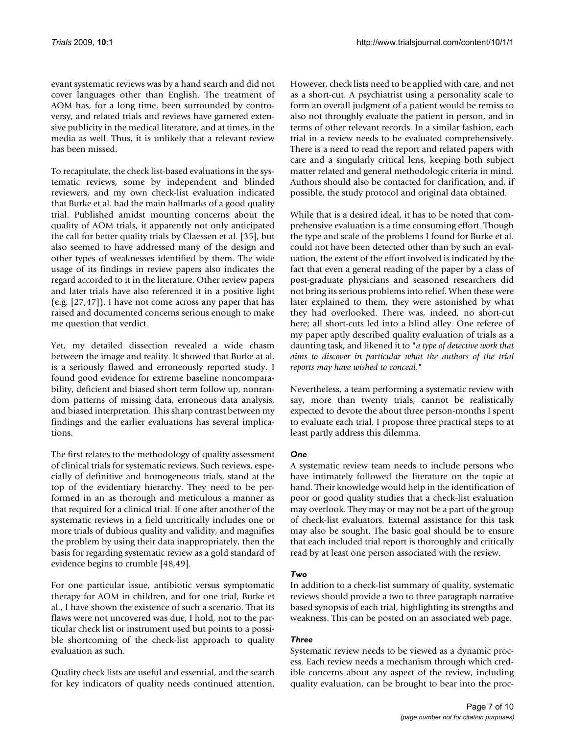evant systematic reviews was by a hand search and did not cover languages other than English. The treatment of AOM has, for a long time, been surrounded by controversy, and related trials and reviews have garnered extensive publicity in the medical literature, and at times, in the media as well. Thus, it is unlikely that a relevant review has been missed.

To recapitulate, the check list-based evaluations in the systematic reviews, some by independent and blinded reviewers, and my own check-list evaluation indicated that Burke et al. had the main hallmarks of a good quality trial. Published amidst mounting concerns about the quality of AOM trials, it apparently not only anticipated the call for better quality trials by Claessen et al. [35], but also seemed to have addressed many of the design and other types of weaknesses identified by them. The wide usage of its findings in review papers also indicates the regard accorded to it in the literature. Other review papers and later trials have also referenced it in a positive light (e.g. [27,47]). I have not come across any paper that has raised and documented concerns serious enough to make me question that verdict.

Yet, my detailed dissection revealed a wide chasm between the image and reality. It showed that Burke at al. is a seriously flawed and erroneously reported study. I found good evidence for extreme baseline noncomparability, deficient and biased short term follow up, nonrandom patterns of missing data, erroneous data analysis, and biased interpretation. This sharp contrast between my findings and the earlier evaluations has several implications.

The first relates to the methodology of quality assessment of clinical trials for systematic reviews. Such reviews, especially of definitive and homogeneous trials, stand at the top of the evidentiary hierarchy. They need to be performed in an as thorough and meticulous a manner as that required for a clinical trial. If one after another of the systematic reviews in a field uncritically includes one or more trials of dubious quality and validity, and magnifies the problem by using their data inappropriately, then the basis for regarding systematic review as a gold standard of evidence begins to crumble [48,49].

For one particular issue, antibiotic versus symptomatic therapy for AOM in children, and for one trial, Burke et al., I have shown the existence of such a scenario. That its flaws were not uncovered was due, I hold, not to the particular check list or instrument used but points to a possible shortcoming of the check-list approach to quality evaluation as such.

Quality check lists are useful and essential, and the search for key indicators of quality needs continued attention. However, check lists need to be applied with care, and not as a short-cut. A psychiatrist using a personality scale to form an overall judgment of a patient would be remiss to also not throughly evaluate the patient in person, and in terms of other relevant records. In a similar fashion, each trial in a review needs to be evaluated comprehensively. There is a need to read the report and related papers with care and a singularly critical lens, keeping both subject matter related and general methodologic criteria in mind. Authors should also be contacted for clarification, and, if possible, the study protocol and original data obtained.

While that is a desired ideal, it has to be noted that comprehensive evaluation is a time consuming effort. Though the type and scale of the problems I found for Burke et al. could not have been detected other than by such an evaluation, the extent of the effort involved is indicated by the fact that even a general reading of the paper by a class of post-graduate physicians and seasoned researchers did not bring its serious problems into relief. When these were later explained to them, they were astonished by what they had overlooked. There was, indeed, no short-cut here; all short-cuts led into a blind alley. One referee of my paper aptly described quality evaluation of trials as a daunting task, and likened it to "*a type of detective work that aims to discover in particular what the authors of the trial reports may have wished to conceal.*"

Nevertheless, a team performing a systematic review with say, more than twenty trials, cannot be realistically expected to devote the about three person-months I spent to evaluate each trial. I propose three practical steps to at least partly address this dilemma.

### *One*

A systematic review team needs to include persons who have intimately followed the literature on the topic at hand. Their knowledge would help in the identification of poor or good quality studies that a check-list evaluation may overlook. They may or may not be a part of the group of check-list evaluators. External assistance for this task may also be sought. The basic goal should be to ensure that each included trial report is thoroughly and critically read by at least one person associated with the review.

### *Two*

In addition to a check-list summary of quality, systematic reviews should provide a two to three paragraph narrative based synopsis of each trial, highlighting its strengths and weakness. This can be posted on an associated web page.

### *Three*

Systematic review needs to be viewed as a dynamic process. Each review needs a mechanism through which credible concerns about any aspect of the review, including quality evaluation, can be brought to bear into the proc-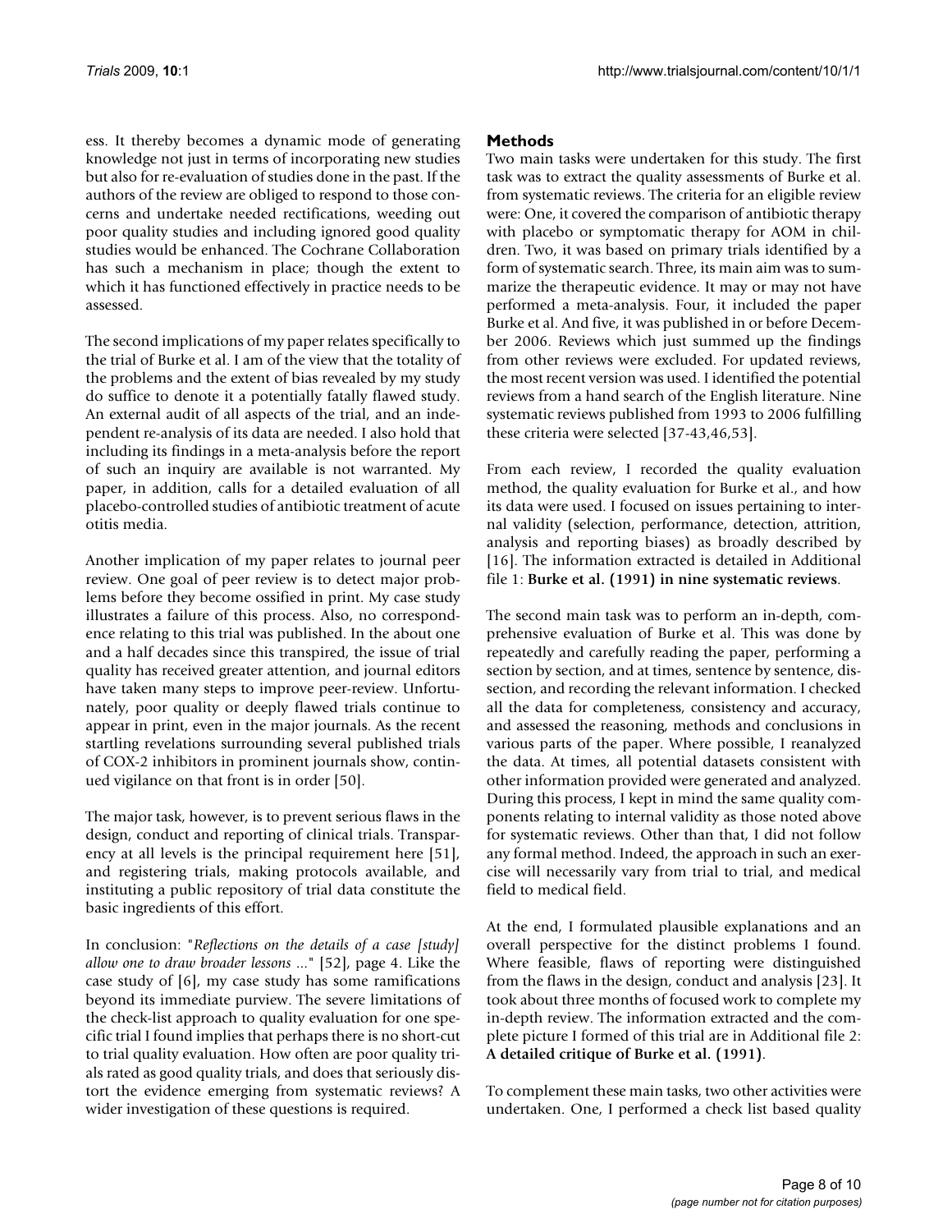ess. It thereby becomes a dynamic mode of generating knowledge not just in terms of incorporating new studies but also for re-evaluation of studies done in the past. If the authors of the review are obliged to respond to those concerns and undertake needed rectifications, weeding out poor quality studies and including ignored good quality studies would be enhanced. The Cochrane Collaboration has such a mechanism in place; though the extent to which it has functioned effectively in practice needs to be assessed.

The second implications of my paper relates specifically to the trial of Burke et al. I am of the view that the totality of the problems and the extent of bias revealed by my study do suffice to denote it a potentially fatally flawed study. An external audit of all aspects of the trial, and an independent re-analysis of its data are needed. I also hold that including its findings in a meta-analysis before the report of such an inquiry are available is not warranted. My paper, in addition, calls for a detailed evaluation of all placebo-controlled studies of antibiotic treatment of acute otitis media.

Another implication of my paper relates to journal peer review. One goal of peer review is to detect major problems before they become ossified in print. My case study illustrates a failure of this process. Also, no correspondence relating to this trial was published. In the about one and a half decades since this transpired, the issue of trial quality has received greater attention, and journal editors have taken many steps to improve peer-review. Unfortunately, poor quality or deeply flawed trials continue to appear in print, even in the major journals. As the recent startling revelations surrounding several published trials of COX-2 inhibitors in prominent journals show, continued vigilance on that front is in order [50].

The major task, however, is to prevent serious flaws in the design, conduct and reporting of clinical trials. Transparency at all levels is the principal requirement here [51], and registering trials, making protocols available, and instituting a public repository of trial data constitute the basic ingredients of this effort.

In conclusion: "*Reflections on the details of a case [study] allow one to draw broader lessons ...*" [52], page 4. Like the case study of [6], my case study has some ramifications beyond its immediate purview. The severe limitations of the check-list approach to quality evaluation for one specific trial I found implies that perhaps there is no short-cut to trial quality evaluation. How often are poor quality trials rated as good quality trials, and does that seriously distort the evidence emerging from systematic reviews? A wider investigation of these questions is required.

## Methods

Two main tasks were undertaken for this study. The first task was to extract the quality assessments of Burke et al. from systematic reviews. The criteria for an eligible review were: One, it covered the comparison of antibiotic therapy with placebo or symptomatic therapy for AOM in children. Two, it was based on primary trials identified by a form of systematic search. Three, its main aim was to summarize the therapeutic evidence. It may or may not have performed a meta-analysis. Four, it included the paper Burke et al. And five, it was published in or before December 2006. Reviews which just summed up the findings from other reviews were excluded. For updated reviews, the most recent version was used. I identified the potential reviews from a hand search of the English literature. Nine systematic reviews published from 1993 to 2006 fulfilling these criteria were selected [37-43,46,53].

From each review, I recorded the quality evaluation method, the quality evaluation for Burke et al., and how its data were used. I focused on issues pertaining to internal validity (selection, performance, detection, attrition, analysis and reporting biases) as broadly described by [16]. The information extracted is detailed in Additional file 1: **Burke et al. (1991) in nine systematic reviews**.

The second main task was to perform an in-depth, comprehensive evaluation of Burke et al. This was done by repeatedly and carefully reading the paper, performing a section by section, and at times, sentence by sentence, dissection, and recording the relevant information. I checked all the data for completeness, consistency and accuracy, and assessed the reasoning, methods and conclusions in various parts of the paper. Where possible, I reanalyzed the data. At times, all potential datasets consistent with other information provided were generated and analyzed. During this process, I kept in mind the same quality components relating to internal validity as those noted above for systematic reviews. Other than that, I did not follow any formal method. Indeed, the approach in such an exercise will necessarily vary from trial to trial, and medical field to medical field.

At the end, I formulated plausible explanations and an overall perspective for the distinct problems I found. Where feasible, flaws of reporting were distinguished from the flaws in the design, conduct and analysis [23]. It took about three months of focused work to complete my in-depth review. The information extracted and the complete picture I formed of this trial are in Additional file 2: **A detailed critique of Burke et al. (1991)**.

To complement these main tasks, two other activities were undertaken. One, I performed a check list based quality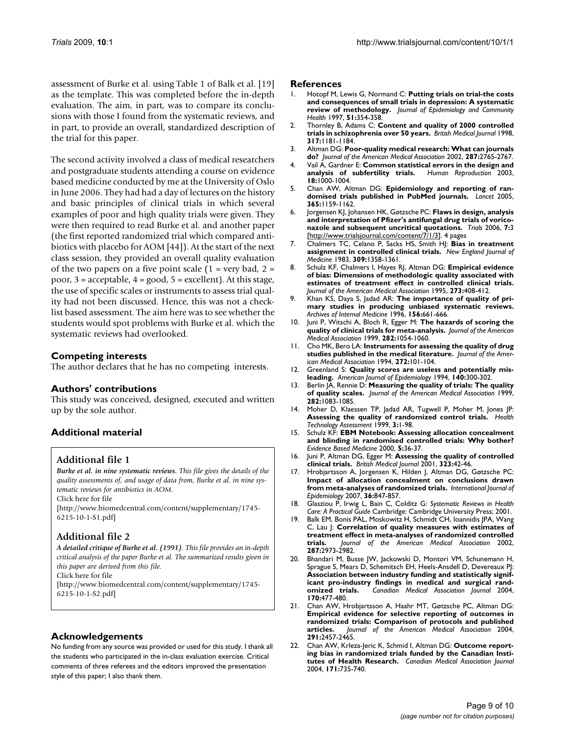assessment of Burke et al. using Table 1 of Balk et al. [19] as the template. This was completed before the in-depth evaluation. The aim, in part, was to compare its conclusions with those I found from the systematic reviews, and in part, to provide an overall, standardized description of the trial for this paper.

The second activity involved a class of medical researchers and postgraduate students attending a course on evidence based medicine conducted by me at the University of Oslo in June 2006. They had had a day of lectures on the history and basic principles of clinical trials in which several examples of poor and high quality trials were given. They were then required to read Burke et al. and another paper (the first reported randomized trial which compared antibiotics with placebo for AOM [44]). At the start of the next class session, they provided an overall quality evaluation of the two papers on a five point scale (1 = very bad, 2 = poor, 3 = acceptable, 4 = good, 5 = excellent). At this stage, the use of specific scales or instruments to assess trial quality had not been discussed. Hence, this was not a checklist based assessment. The aim here was to see whether the students would spot problems with Burke et al. which the systematic reviews had overlooked.

## Competing interests

The author declares that he has no competing interests.

## Authors' contributions

This study was conceived, designed, executed and written up by the sole author.

## Additional material

### Additional file 1

***Burke et al. in nine systematic reviews.*** *This file gives the details of the quality assessments of, and usage of data from, Burke et al. in nine systematic reviews for antibiotics in AOM.*
Click here for file
[http://www.biomedcentral.com/content/supplementary/1745-6215-10-1-S1.pdf]

### Additional file 2

***A detailed critique of Burke et al. (1991).*** *This file provides an in-depth critical analysis of the paper Burke et al. The summarized results given in this paper are derived from this file.*
Click here for file
[http://www.biomedcentral.com/content/supplementary/1745-6215-10-1-S2.pdf]

## Acknowledgements

No funding from any source was provided or used for this study. I thank all the students who participated in the in-class evaluation exercise. Critical comments of three referees and the editors improved the presentation style of this paper; I also thank them.

## References

1. Hotopf M, Lewis G, Normand C: **Putting trials on trial-the costs and consequences of small trials in depression: A systematic review of methodology.** *Journal of Epidemiology and Community Health* 1997, **51:**354-358.
2. Thornley B, Adams C: **Content and quality of 2000 controlled trials in schizophrenia over 50 years.** *British Medical Journal* 1998, **317:**1181-1184.
3. Altman DG: **Poor-quality medical research: What can journals do?** *Journal of the American Medical Association* 2002, **287:**2765-2767.
4. Vail A, Gardner E: **Common statistical errors in the design and analysis of subfertility trials.** *Human Reproduction* 2003, **18:**1000-1004.
5. Chan AW, Altman DG: **Epidemiology and reporting of randomised trials published in PubMed journals.** *Lancet* 2005, **365:**1159-1162.
6. Jorgensen KJ, Johansen HK, Gøtzsche PC: **Flaws in design, analysis and interpretation of Pfizer's antifungal drug trials of voriconazole and subsequent uncritical quotations.** *Trials* 2006, **7:**3 [http://www.trialsjournal.com/content/7/1/3]. 4 pages
7. Chalmers TC, Celano P, Sacks HS, Smith HJ: **Bias in treatment assignment in controlled clinical trials.** *New England Journal of Medicine* 1983, **309:**1358-1361.
8. Schulz KF, Chalmers I, Hayes RJ, Altman DG: **Empirical evidence of bias: Dimensions of methodologic quality associated with estimates of treatment effect in controlled clinical trials.** *Journal of the American Medical Association* 1995, **273:**408-412.
9. Khan KS, Daya S, Jadad AR: **The importance of quality of primary studies in producing unbiased systematic reviews.** *Archives of Internal Medicine* 1996, **156:**661-666.
10. Juni P, Witschi A, Bloch R, Egger M: **The hazards of scoring the quality of clinical trials for meta-analysis.** *Journal of the American Medical Association* 1999, **282:**1054-1060.
11. Cho MK, Bero LA: **Instruments for assessing the quality of drug studies published in the medical literature.** *Journal of the American Medical Association* 1994, **272:**101-104.
12. Greenland S: **Quality scores are useless and potentially misleading.** *American Journal of Epidemiology* 1994, **140:**300-302.
13. Berlin JA, Rennie D: **Measuring the quality of trials: The quality of quality scales.** *Journal of the American Medical Association* 1999, **282:**1083-1085.
14. Moher D, Klaessen TP, Jadad AR, Tugwell P, Moher M, Jones JP: **Assessing the quality of randomized control trials.** *Health Technology Assessment* 1999, **3:**1-98.
15. Schulz KF: **EBM Notebook: Assessing allocation concealment and blinding in randomised controlled trials: Why bother?** *Evidence Based Medicine* 2000, **5:**36-37.
16. Juni P, Altman DG, Egger M: **Assessing the quality of controlled clinical trials.** *British Medical Journal* 2001, **323:**42-46.
17. Hrobjartsson A, Jorgensen K, Hilden J, Altman DG, Gøtzsche PC: **Impact of allocation concealment on conclusions drawn from meta-analyses of randomized trials.** *International Journal of Epidemiology* 2007, **36:**847-857.
18. Glasziou P, Irwig L, Bain C, Colditz G: *Systematic Reviews in Health Care: A Practical Guide* Cambridge: Cambridge University Press; 2001.
19. Balk EM, Bonis PAL, Moskowitz H, Schmidt CH, Ioannidis JPA, Wang C, Lau J: **Correlation of quality measures with estimates of treatment effect in meta-analyses of randomized controlled trials.** *Journal of the American Medical Association* 2002, **287:**2973-2982.
20. Bhandari M, Busse JW, Jackowski D, Montori VM, Schunemann H, Sprague S, Mears D, Schemitsch EH, Heels-Ansdell D, Devereaux PJ: **Association between industry funding and statistically significant pro-industry findings in medical and surgical randomized trials.** *Canadian Medical Association Journal* 2004, **170:**477-480.
21. Chan AW, Hrobjartsson A, Haahr MT, Gøtzsche PC, Altman DG: **Empirical evidence for selective reporting of outcomes in randomized trials: Comparison of protocols and published articles.** *Journal of the American Medical Association* 2004, **291:**2457-2465.
22. Chan AW, Krleza-Jeric K, Schmid I, Altman DG: **Outcome reporting bias in randomized trials funded by the Canadian Institutes of Health Research.** *Canadian Medical Association Journal* 2004, **171:**735-740.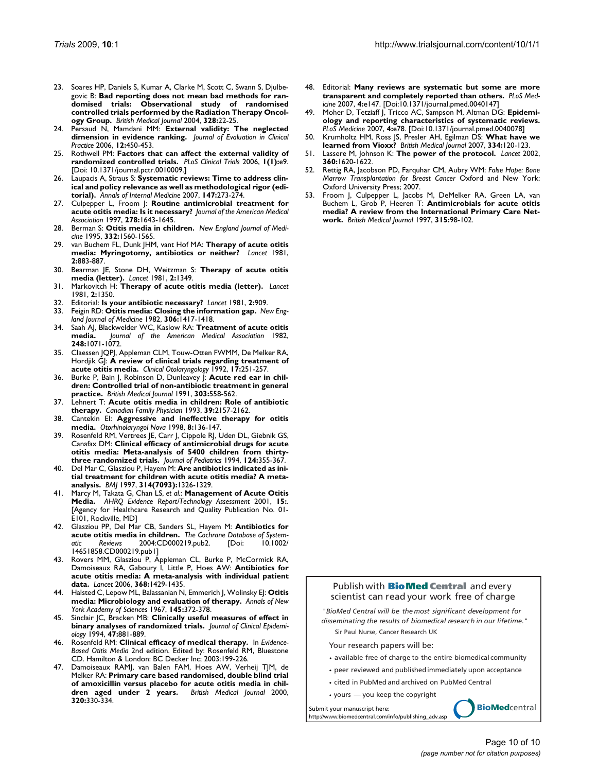23. Soares HP, Daniels S, Kumar A, Clarke M, Scott C, Swann S, Djulbegovic B: **Bad reporting does not mean bad methods for randomised trials: Observational study of randomised controlled trials performed by the Radiation Therapy Oncology Group.** *British Medical Journal* 2004, **328:**22-25.
24. Persaud N, Mamdani MM: **External validity: The neglected dimension in evidence ranking.** *Journal of Evaluation in Clinical Practice* 2006, **12:**450-453.
25. Rothwell PM: **Factors that can affect the external validity of randomized controlled trials.** *PLoS Clinical Trials* 2006, **1(1):**e9. [Doi: 10.1371/journal.pctr.0010009.]
26. Laupacis A, Straus S: **Systematic reviews: Time to address clinical and policy relevance as well as methodological rigor (editorial).** *Annals of Internal Medicine* 2007, **147:**273-274.
27. Culpepper L, Froom J: **Routine antimicrobial treatment for acute otitis media: Is it necessary?** *Journal of the American Medical Association* 1997, **278:**1643-1645.
28. Berman S: **Otitis media in children.** *New England Journal of Medicine* 1995, **332:**1560-1565.
29. van Buchem FL, Dunk JHM, vant Hof MA: **Therapy of acute otitis media: Myringotomy, antibiotics or neither?** *Lancet* 1981, **2:**883-887.
30. Bearman JE, Stone DH, Weitzman S: **Therapy of acute otitis media (letter).** *Lancet* 1981, **2:**1349.
31. Markovitch H: **Therapy of acute otitis media (letter).** *Lancet* 1981, **2:**1350.
32. Editorial: **Is your antibiotic necessary?** *Lancet* 1981, **2:**909.
33. Feigin RD: **Otitis media: Closing the information gap.** *New England Journal of Medicine* 1982, **306:**1417-1418.
34. Saah AJ, Blackwelder WC, Kaslow RA: **Treatment of acute otitis media.** *Journal of the American Medical Association* 1982, **248:**1071-1072.
35. Claessen JQPJ, Appleman CLM, Touw-Otten FWMM, De Melker RA, Hordjik GJ: **A review of clinical trials regarding treatment of acute otitis media.** *Clinical Otolaryngology* 1992, **17:**251-257.
36. Burke P, Bain J, Robinson D, Dunleavey J: **Acute red ear in children: Controlled trial of non-antibiotic treatment in general practice.** *British Medical Journal* 1991, **303:**558-562.
37. Lehnert T: **Acute otitis media in children: Role of antibiotic therapy.** *Canadian Family Physician* 1993, **39:**2157-2162.
38. Cantekin EI: **Aggressive and ineffective therapy for otitis media.** *Otorhinolaryngol Nova* 1998, **8:**136-147.
39. Rosenfeld RM, Vertrees JE, Carr J, Cippole RJ, Uden DL, Giebnik GS, Canafax DM: **Clinical efficacy of antimicrobial drugs for acute otitis media: Meta-analysis of 5400 children from thirty-three randomized trials.** *Journal of Pediatrics* 1994, **124:**355-367.
40. Del Mar C, Glasziou P, Hayem M: **Are antibiotics indicated as initial treatment for children with acute otitis media? A meta-analysis.** *BMJ* 1997, **314(7093):**1326-1329.
41. Marcy M, Takata G, Chan LS, *et al.*: **Management of Acute Otitis Media.** *AHRQ Evidence Report/Technology Assessment* 2001, **15:**. [Agency for Healthcare Research and Quality Publication No. 01-E101, Rockville, MD]
42. Glasziou PP, Del Mar CB, Sanders SL, Hayem M: **Antibiotics for acute otitis media in children.** *The Cochrane Database of Systematic Reviews* 2004:CD000219.pub2. [Doi: 10.1002/14651858.CD000219.pub1]
43. Rovers MM, Glasziou P, Appleman CL, Burke P, McCormick RA, Damoiseaux RA, Gaboury I, Little P, Hoes AW: **Antibiotics for acute otitis media: A meta-analysis with individual patient data.** *Lancet* 2006, **368:**1429-1435.
44. Halsted C, Lepow ML, Balassanian N, Emmerich J, Wolinsky EJ: **Otitis media: Microbiology and evaluation of therapy.** *Annals of New York Academy of Sciences* 1967, **145:**372-378.
45. Sinclair JC, Bracken MB: **Clinically useful measures of effect in binary analyses of randomized trials.** *Journal of Clinical Epidemiology* 1994, **47:**881-889.
46. Rosenfeld RM: **Clinical efficacy of medical therapy.** In *Evidence-Based Otitis Media* 2nd edition. Edited by: Rosenfeld RM, Bluestone CD. Hamilton & London: BC Decker Inc; 2003:199-226.
47. Damoiseaux RAMJ, van Balen FAM, Hoes AW, Verheij TJM, de Melker RA: **Primary care based randomised, double blind trial of amoxicillin versus placebo for acute otitis media in children aged under 2 years.** *British Medical Journal* 2000, **320:**330-334.
48. Editorial: **Many reviews are systematic but some are more transparent and completely reported than others.** *PLoS Medicine* 2007, **4:**e147. [Doi:10.1371/journal.pmed.0040147]
49. Moher D, Tetziaff J, Tricco AC, Sampson M, Altman DG: **Epidemiology and reporting characteristics of systematic reviews.** *PLoS Medicine* 2007, **4:**e78. [Doi:10.1371/journal.pmed.0040078]
50. Krumholtz HM, Ross JS, Presler AH, Egilman DS: **What have we learned from Vioxx?** *British Medical Journal* 2007, **334:**120-123.
51. Lassere M, Johnson K: **The power of the protocol.** *Lancet* 2002, **360:**1620-1622.
52. Rettig RA, Jacobson PD, Farquhar CM, Aubry WM: *False Hope: Bone Marrow Transplantation for Breast Cancer* Oxford and New York: Oxford University Press; 2007.
53. Froom J, Culpepper L, Jacobs M, DeMelker RA, Green LA, van Buchem L, Grob P, Heeren T: **Antimicrobials for acute otitis media? A review from the International Primary Care Network.** *British Medical Journal* 1997, **315:**98-102.

Publish with **BioMed Central** and every scientist can read your work free of charge

*"BioMed Central will be the most significant development for disseminating the results of biomedical research in our lifetime."*
Sir Paul Nurse, Cancer Research UK

Your research papers will be:

- available free of charge to the entire biomedical community
- peer reviewed and published immediately upon acceptance
- cited in PubMed and archived on PubMed Central
- yours — you keep the copyright

Submit your manuscript here:
http://www.biomedcentral.com/info/publishing_adv.asp

**BioMed**central